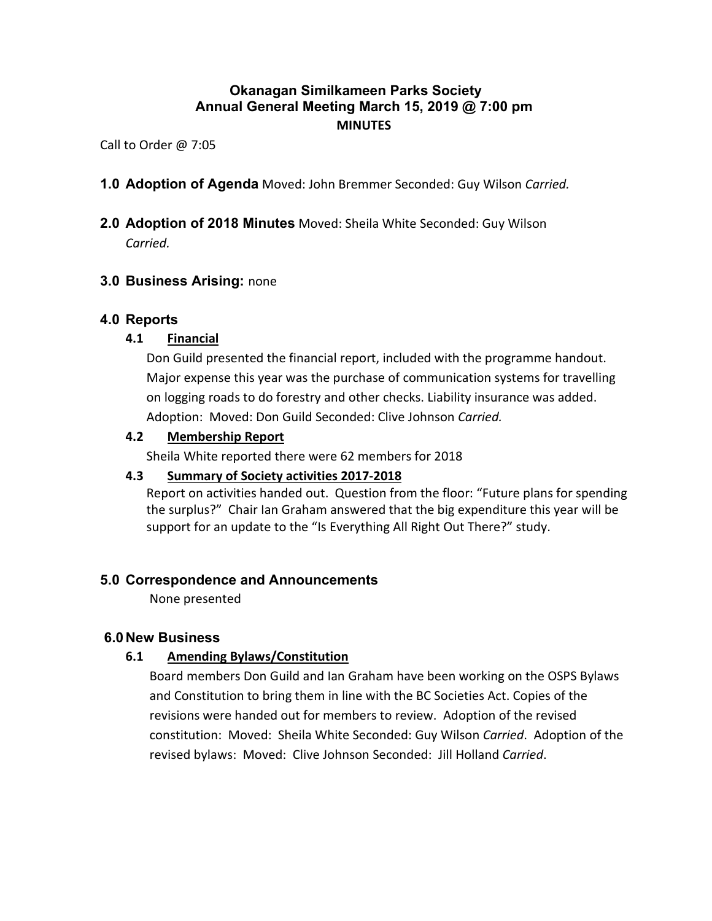# Okanagan Similkameen Parks Society
## Annual General Meeting March 15, 2019 @ 7:00 pm
### MINUTES

Call to Order @ 7:05

## 1.0 Adoption of Agenda
Moved: John Bremmer Seconded: Guy Wilson *Carried.*

## 2.0 Adoption of 2018 Minutes
Moved: Sheila White Seconded: Guy Wilson *Carried.*

## 3.0 Business Arising: none

## 4.0 Reports

### 4.1 Financial

Don Guild presented the financial report, included with the programme handout. Major expense this year was the purchase of communication systems for travelling on logging roads to do forestry and other checks. Liability insurance was added. Adoption: Moved: Don Guild Seconded: Clive Johnson *Carried.*

### 4.2 Membership Report

Sheila White reported there were 62 members for 2018

### 4.3 Summary of Society activities 2017-2018

Report on activities handed out. Question from the floor: "Future plans for spending the surplus?" Chair Ian Graham answered that the big expenditure this year will be support for an update to the "Is Everything All Right Out There?" study.

## 5.0 Correspondence and Announcements

None presented

## 6.0 New Business

### 6.1 Amending Bylaws/Constitution

Board members Don Guild and Ian Graham have been working on the OSPS Bylaws and Constitution to bring them in line with the BC Societies Act. Copies of the revisions were handed out for members to review. Adoption of the revised constitution: Moved: Sheila White Seconded: Guy Wilson *Carried*. Adoption of the revised bylaws: Moved: Clive Johnson Seconded: Jill Holland *Carried*.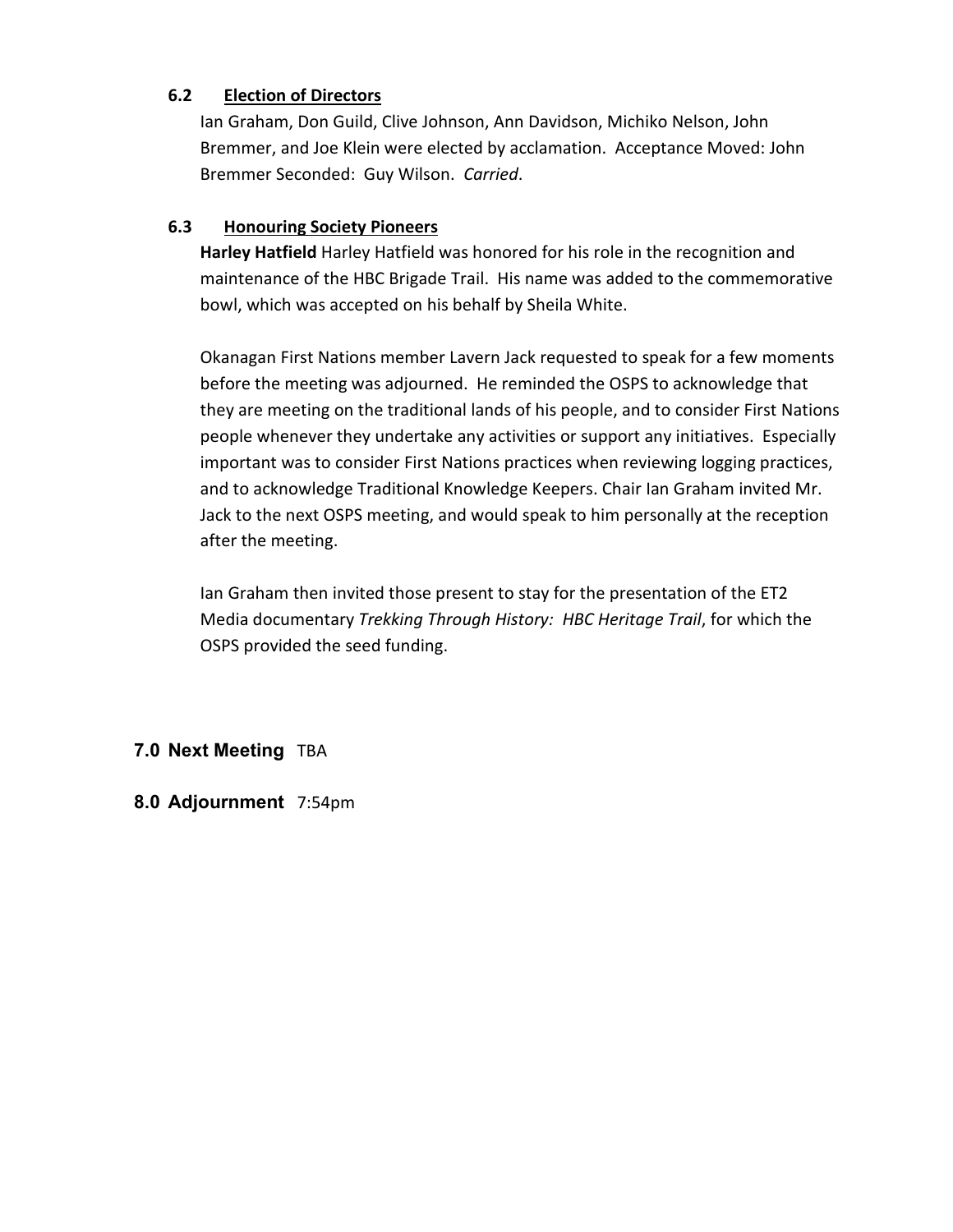### 6.2 Election of Directors

Ian Graham, Don Guild, Clive Johnson, Ann Davidson, Michiko Nelson, John Bremmer, and Joe Klein were elected by acclamation. Acceptance Moved: John Bremmer Seconded: Guy Wilson. *Carried*.

### 6.3 Honouring Society Pioneers

**Harley Hatfield** Harley Hatfield was honored for his role in the recognition and maintenance of the HBC Brigade Trail. His name was added to the commemorative bowl, which was accepted on his behalf by Sheila White.

Okanagan First Nations member Lavern Jack requested to speak for a few moments before the meeting was adjourned. He reminded the OSPS to acknowledge that they are meeting on the traditional lands of his people, and to consider First Nations people whenever they undertake any activities or support any initiatives. Especially important was to consider First Nations practices when reviewing logging practices, and to acknowledge Traditional Knowledge Keepers. Chair Ian Graham invited Mr. Jack to the next OSPS meeting, and would speak to him personally at the reception after the meeting.

Ian Graham then invited those present to stay for the presentation of the ET2 Media documentary *Trekking Through History: HBC Heritage Trail*, for which the OSPS provided the seed funding.

## 7.0 Next Meeting TBA

## 8.0 Adjournment 7:54pm